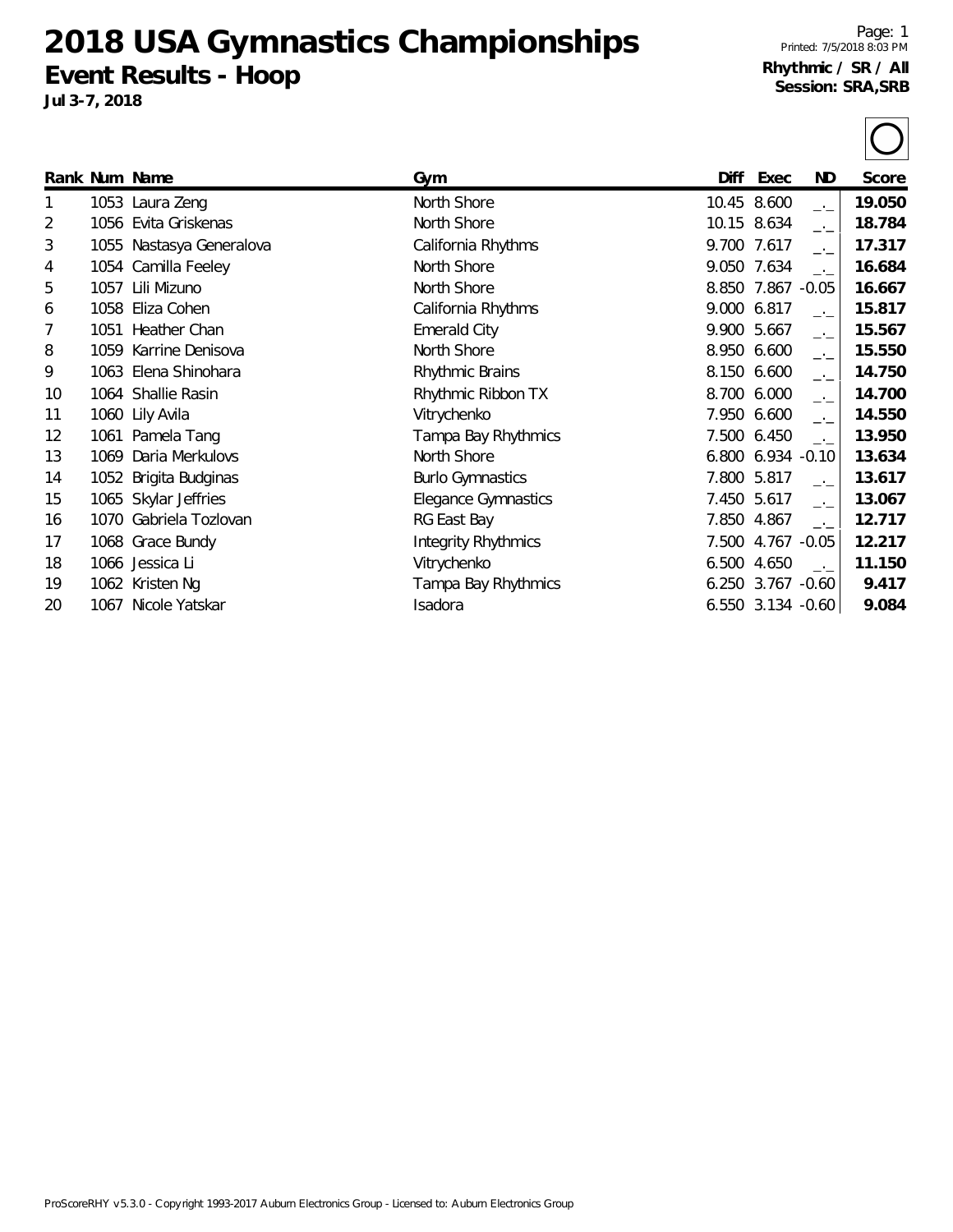# 2018 USA Gymnastics Championships

## Event Results - Hoop

**Jul 3-7, 2018**

Printed: 7/5/2018 8:03 PM

**Rhythmic / SR / All**
**Session: SRA,SRB**

| Rank | Num | Name | Gym | Diff | Exec | ND | Score |
|---|---|---|---|---|---|---|---|
| 1 | 1053 | Laura Zeng | North Shore | 10.45 | 8.600 | _._ | **19.050** |
| 2 | 1056 | Evita Griskenas | North Shore | 10.15 | 8.634 | _._ | **18.784** |
| 3 | 1055 | Nastasya Generalova | California Rhythms | 9.700 | 7.617 | _._ | **17.317** |
| 4 | 1054 | Camilla Feeley | North Shore | 9.050 | 7.634 | _._ | **16.684** |
| 5 | 1057 | Lili Mizuno | North Shore | 8.850 | 7.867 | -0.05 | **16.667** |
| 6 | 1058 | Eliza Cohen | California Rhythms | 9.000 | 6.817 | _._ | **15.817** |
| 7 | 1051 | Heather Chan | Emerald City | 9.900 | 5.667 | _._ | **15.567** |
| 8 | 1059 | Karrine Denisova | North Shore | 8.950 | 6.600 | _._ | **15.550** |
| 9 | 1063 | Elena Shinohara | Rhythmic Brains | 8.150 | 6.600 | _._ | **14.750** |
| 10 | 1064 | Shallie Rasin | Rhythmic Ribbon TX | 8.700 | 6.000 | _._ | **14.700** |
| 11 | 1060 | Lily Avila | Vitrychenko | 7.950 | 6.600 | _._ | **14.550** |
| 12 | 1061 | Pamela Tang | Tampa Bay Rhythmics | 7.500 | 6.450 | _._ | **13.950** |
| 13 | 1069 | Daria Merkulovs | North Shore | 6.800 | 6.934 | -0.10 | **13.634** |
| 14 | 1052 | Brigita Budginas | Burlo Gymnastics | 7.800 | 5.817 | _._ | **13.617** |
| 15 | 1065 | Skylar Jeffries | Elegance Gymnastics | 7.450 | 5.617 | _._ | **13.067** |
| 16 | 1070 | Gabriela Tozlovan | RG East Bay | 7.850 | 4.867 | _._ | **12.717** |
| 17 | 1068 | Grace Bundy | Integrity Rhythmics | 7.500 | 4.767 | -0.05 | **12.217** |
| 18 | 1066 | Jessica Li | Vitrychenko | 6.500 | 4.650 | _._ | **11.150** |
| 19 | 1062 | Kristen Ng | Tampa Bay Rhythmics | 6.250 | 3.767 | -0.60 | **9.417** |
| 20 | 1067 | Nicole Yatskar | Isadora | 6.550 | 3.134 | -0.60 | **9.084** |

ProScoreRHY v5.3.0 - Copyright 1993-2017 Auburn Electronics Group - Licensed to: Auburn Electronics Group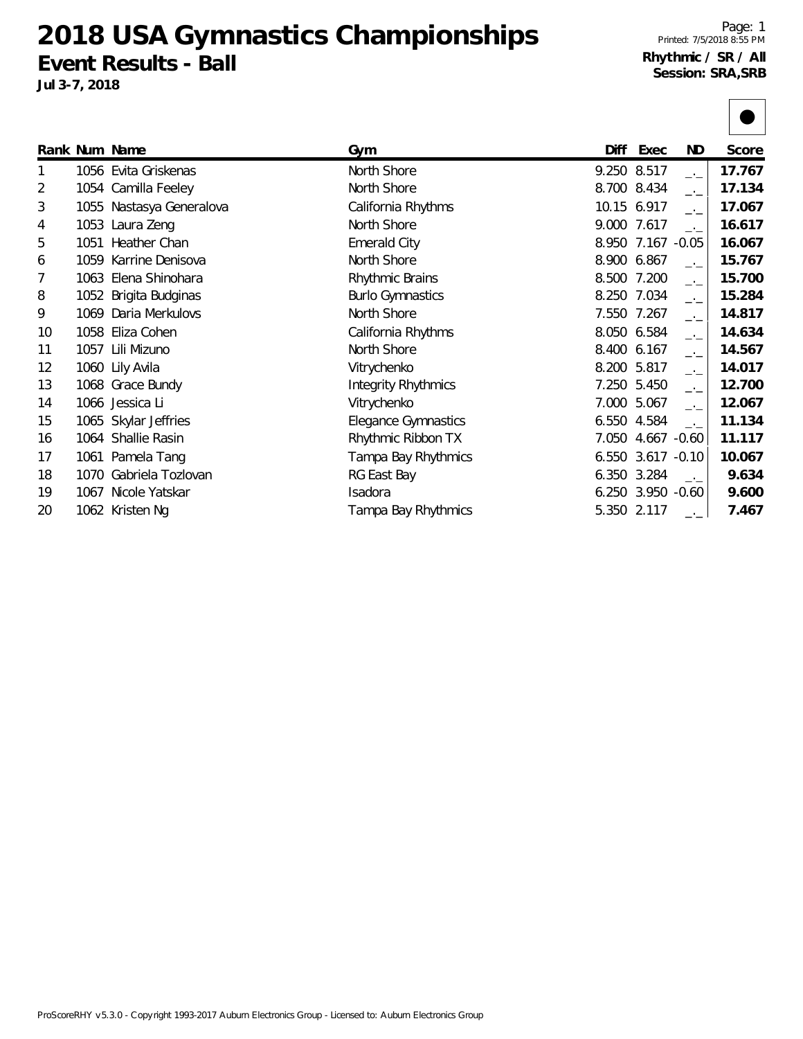# 2018 USA Gymnastics Championships

## Event Results - Ball

**Jul 3-7, 2018**

Printed: 7/5/2018 8:55 PM

**Rhythmic / SR / All**
**Session: SRA,SRB**

| Rank | Num | Name | Gym | Diff | Exec | ND | Score |
|---|---|---|---|---|---|---|---|
| 1 | 1056 | Evita Griskenas | North Shore | 9.250 | 8.517 | _._ | **17.767** |
| 2 | 1054 | Camilla Feeley | North Shore | 8.700 | 8.434 | _._ | **17.134** |
| 3 | 1055 | Nastasya Generalova | California Rhythms | 10.15 | 6.917 | _._ | **17.067** |
| 4 | 1053 | Laura Zeng | North Shore | 9.000 | 7.617 | _._ | **16.617** |
| 5 | 1051 | Heather Chan | Emerald City | 8.950 | 7.167 | -0.05 | **16.067** |
| 6 | 1059 | Karrine Denisova | North Shore | 8.900 | 6.867 | _._ | **15.767** |
| 7 | 1063 | Elena Shinohara | Rhythmic Brains | 8.500 | 7.200 | _._ | **15.700** |
| 8 | 1052 | Brigita Budginas | Burlo Gymnastics | 8.250 | 7.034 | _._ | **15.284** |
| 9 | 1069 | Daria Merkulovs | North Shore | 7.550 | 7.267 | _._ | **14.817** |
| 10 | 1058 | Eliza Cohen | California Rhythms | 8.050 | 6.584 | _._ | **14.634** |
| 11 | 1057 | Lili Mizuno | North Shore | 8.400 | 6.167 | _._ | **14.567** |
| 12 | 1060 | Lily Avila | Vitrychenko | 8.200 | 5.817 | _._ | **14.017** |
| 13 | 1068 | Grace Bundy | Integrity Rhythmics | 7.250 | 5.450 | _._ | **12.700** |
| 14 | 1066 | Jessica Li | Vitrychenko | 7.000 | 5.067 | _._ | **12.067** |
| 15 | 1065 | Skylar Jeffries | Elegance Gymnastics | 6.550 | 4.584 | _._ | **11.134** |
| 16 | 1064 | Shallie Rasin | Rhythmic Ribbon TX | 7.050 | 4.667 | -0.60 | **11.117** |
| 17 | 1061 | Pamela Tang | Tampa Bay Rhythmics | 6.550 | 3.617 | -0.10 | **10.067** |
| 18 | 1070 | Gabriela Tozlovan | RG East Bay | 6.350 | 3.284 | _._ | **9.634** |
| 19 | 1067 | Nicole Yatskar | Isadora | 6.250 | 3.950 | -0.60 | **9.600** |
| 20 | 1062 | Kristen Ng | Tampa Bay Rhythmics | 5.350 | 2.117 | _._ | **7.467** |

ProScoreRHY v5.3.0 - Copyright 1993-2017 Auburn Electronics Group - Licensed to: Auburn Electronics Group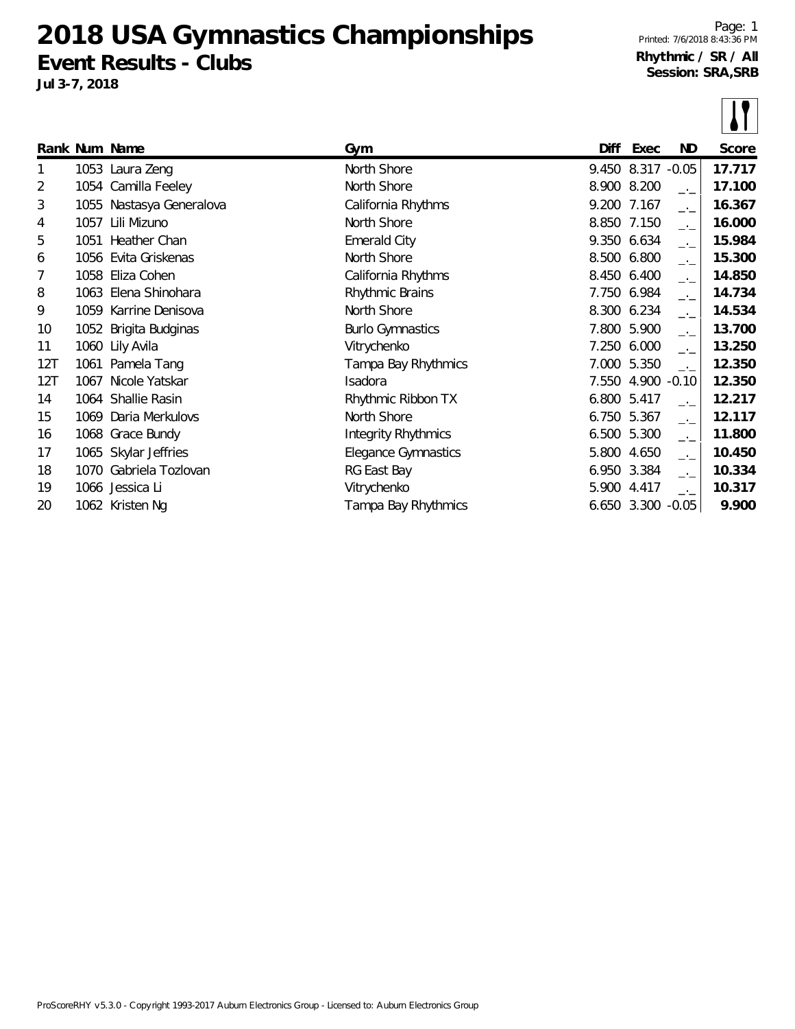# 2018 USA Gymnastics Championships

## Event Results - Clubs

**Jul 3-7, 2018**

Printed: 7/6/2018 8:43:36 PM

**Rhythmic / SR / All**
**Session: SRA,SRB**

| Rank | Num | Name | Gym | Diff | Exec | ND | Score |
|---|---|---|---|---|---|---|---|
| 1 | 1053 | Laura Zeng | North Shore | 9.450 | 8.317 | -0.05 | **17.717** |
| 2 | 1054 | Camilla Feeley | North Shore | 8.900 | 8.200 | _._ | **17.100** |
| 3 | 1055 | Nastasya Generalova | California Rhythms | 9.200 | 7.167 | _._ | **16.367** |
| 4 | 1057 | Lili Mizuno | North Shore | 8.850 | 7.150 | _._ | **16.000** |
| 5 | 1051 | Heather Chan | Emerald City | 9.350 | 6.634 | _._ | **15.984** |
| 6 | 1056 | Evita Griskenas | North Shore | 8.500 | 6.800 | _._ | **15.300** |
| 7 | 1058 | Eliza Cohen | California Rhythms | 8.450 | 6.400 | _._ | **14.850** |
| 8 | 1063 | Elena Shinohara | Rhythmic Brains | 7.750 | 6.984 | _._ | **14.734** |
| 9 | 1059 | Karrine Denisova | North Shore | 8.300 | 6.234 | _._ | **14.534** |
| 10 | 1052 | Brigita Budginas | Burlo Gymnastics | 7.800 | 5.900 | _._ | **13.700** |
| 11 | 1060 | Lily Avila | Vitrychenko | 7.250 | 6.000 | _._ | **13.250** |
| 12T | 1061 | Pamela Tang | Tampa Bay Rhythmics | 7.000 | 5.350 | _._ | **12.350** |
| 12T | 1067 | Nicole Yatskar | Isadora | 7.550 | 4.900 | -0.10 | **12.350** |
| 14 | 1064 | Shallie Rasin | Rhythmic Ribbon TX | 6.800 | 5.417 | _._ | **12.217** |
| 15 | 1069 | Daria Merkulovs | North Shore | 6.750 | 5.367 | _._ | **12.117** |
| 16 | 1068 | Grace Bundy | Integrity Rhythmics | 6.500 | 5.300 | _._ | **11.800** |
| 17 | 1065 | Skylar Jeffries | Elegance Gymnastics | 5.800 | 4.650 | _._ | **10.450** |
| 18 | 1070 | Gabriela Tozlovan | RG East Bay | 6.950 | 3.384 | _._ | **10.334** |
| 19 | 1066 | Jessica Li | Vitrychenko | 5.900 | 4.417 | _._ | **10.317** |
| 20 | 1062 | Kristen Ng | Tampa Bay Rhythmics | 6.650 | 3.300 | -0.05 | **9.900** |

ProScoreRHY v5.3.0 - Copyright 1993-2017 Auburn Electronics Group - Licensed to: Auburn Electronics Group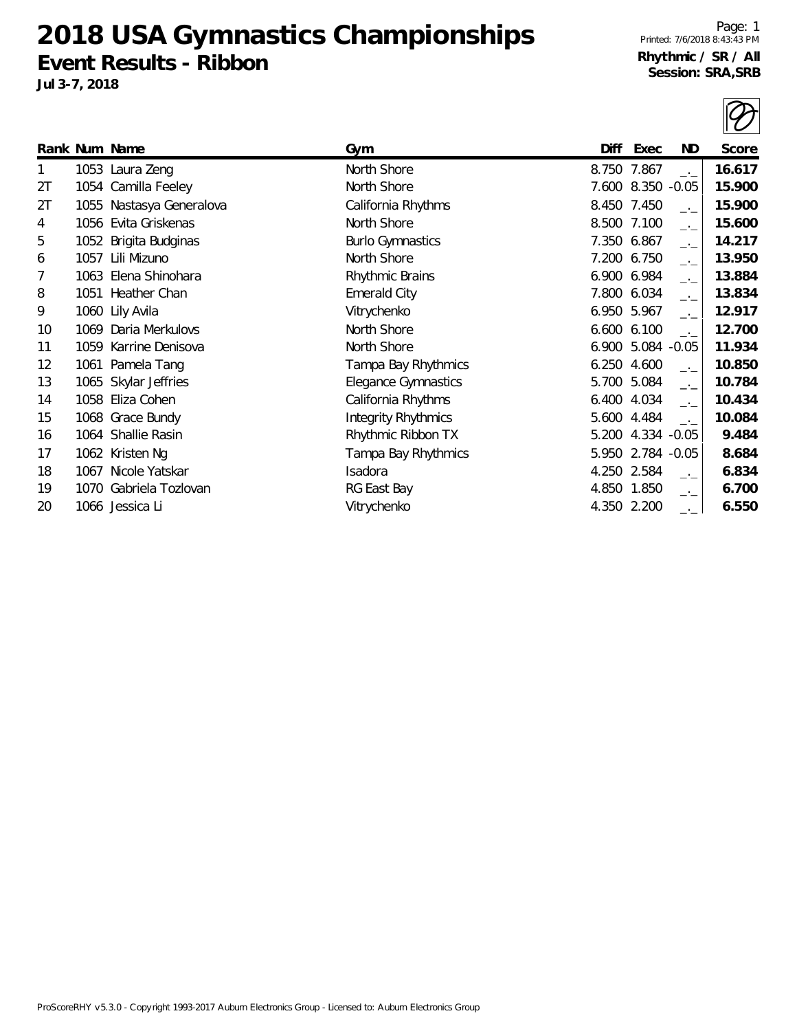# 2018 USA Gymnastics Championships

## Event Results - Ribbon

**Jul 3-7, 2018**

**Rhythmic / SR / All**
**Session: SRA,SRB**

| Rank | Num | Name | Gym | Diff | Exec | ND | Score |
|---|---|---|---|---|---|---|---|
| 1 | 1053 | Laura Zeng | North Shore | 8.750 | 7.867 | _._ | **16.617** |
| 2T | 1054 | Camilla Feeley | North Shore | 7.600 | 8.350 | -0.05 | **15.900** |
| 2T | 1055 | Nastasya Generalova | California Rhythms | 8.450 | 7.450 | _._ | **15.900** |
| 4 | 1056 | Evita Griskenas | North Shore | 8.500 | 7.100 | _._ | **15.600** |
| 5 | 1052 | Brigita Budginas | Burlo Gymnastics | 7.350 | 6.867 | _._ | **14.217** |
| 6 | 1057 | Lili Mizuno | North Shore | 7.200 | 6.750 | _._ | **13.950** |
| 7 | 1063 | Elena Shinohara | Rhythmic Brains | 6.900 | 6.984 | _._ | **13.884** |
| 8 | 1051 | Heather Chan | Emerald City | 7.800 | 6.034 | _._ | **13.834** |
| 9 | 1060 | Lily Avila | Vitrychenko | 6.950 | 5.967 | _._ | **12.917** |
| 10 | 1069 | Daria Merkulovs | North Shore | 6.600 | 6.100 | _._ | **12.700** |
| 11 | 1059 | Karrine Denisova | North Shore | 6.900 | 5.084 | -0.05 | **11.934** |
| 12 | 1061 | Pamela Tang | Tampa Bay Rhythmics | 6.250 | 4.600 | _._ | **10.850** |
| 13 | 1065 | Skylar Jeffries | Elegance Gymnastics | 5.700 | 5.084 | _._ | **10.784** |
| 14 | 1058 | Eliza Cohen | California Rhythms | 6.400 | 4.034 | _._ | **10.434** |
| 15 | 1068 | Grace Bundy | Integrity Rhythmics | 5.600 | 4.484 | _._ | **10.084** |
| 16 | 1064 | Shallie Rasin | Rhythmic Ribbon TX | 5.200 | 4.334 | -0.05 | **9.484** |
| 17 | 1062 | Kristen Ng | Tampa Bay Rhythmics | 5.950 | 2.784 | -0.05 | **8.684** |
| 18 | 1067 | Nicole Yatskar | Isadora | 4.250 | 2.584 | _._ | **6.834** |
| 19 | 1070 | Gabriela Tozlovan | RG East Bay | 4.850 | 1.850 | _._ | **6.700** |
| 20 | 1066 | Jessica Li | Vitrychenko | 4.350 | 2.200 | _._ | **6.550** |

ProScoreRHY v5.3.0 - Copyright 1993-2017 Auburn Electronics Group - Licensed to: Auburn Electronics Group